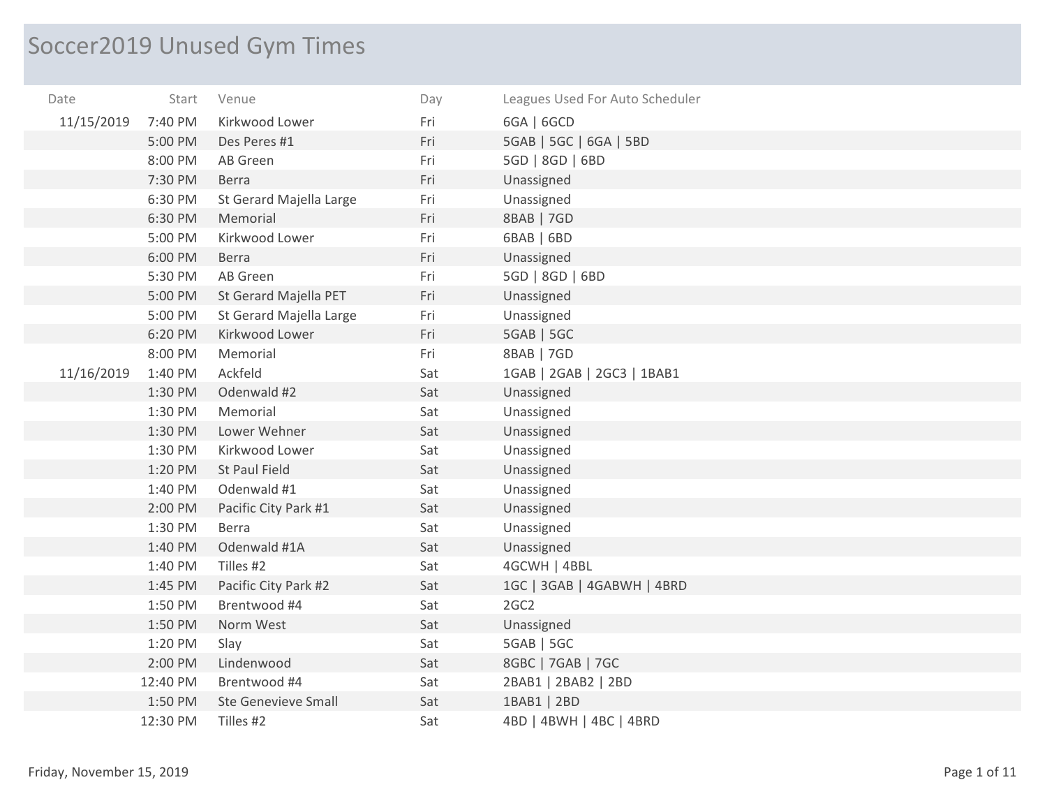# Soccer2019 Unused Gym Times

| Date | Start | Venue | Day | Leagues Used For Auto Scheduler |
|---|---|---|---|---|
| 11/15/2019 | 7:40 PM | Kirkwood Lower | Fri | 6GA \| 6GCD |
| | 5:00 PM | Des Peres #1 | Fri | 5GAB \| 5GC \| 6GA \| 5BD |
| | 8:00 PM | AB Green | Fri | 5GD \| 8GD \| 6BD |
| | 7:30 PM | Berra | Fri | Unassigned |
| | 6:30 PM | St Gerard Majella Large | Fri | Unassigned |
| | 6:30 PM | Memorial | Fri | 8BAB \| 7GD |
| | 5:00 PM | Kirkwood Lower | Fri | 6BAB \| 6BD |
| | 6:00 PM | Berra | Fri | Unassigned |
| | 5:30 PM | AB Green | Fri | 5GD \| 8GD \| 6BD |
| | 5:00 PM | St Gerard Majella PET | Fri | Unassigned |
| | 5:00 PM | St Gerard Majella Large | Fri | Unassigned |
| | 6:20 PM | Kirkwood Lower | Fri | 5GAB \| 5GC |
| | 8:00 PM | Memorial | Fri | 8BAB \| 7GD |
| 11/16/2019 | 1:40 PM | Ackfeld | Sat | 1GAB \| 2GAB \| 2GC3 \| 1BAB1 |
| | 1:30 PM | Odenwald #2 | Sat | Unassigned |
| | 1:30 PM | Memorial | Sat | Unassigned |
| | 1:30 PM | Lower Wehner | Sat | Unassigned |
| | 1:30 PM | Kirkwood Lower | Sat | Unassigned |
| | 1:20 PM | St Paul Field | Sat | Unassigned |
| | 1:40 PM | Odenwald #1 | Sat | Unassigned |
| | 2:00 PM | Pacific City Park #1 | Sat | Unassigned |
| | 1:30 PM | Berra | Sat | Unassigned |
| | 1:40 PM | Odenwald #1A | Sat | Unassigned |
| | 1:40 PM | Tilles #2 | Sat | 4GCWH \| 4BBL |
| | 1:45 PM | Pacific City Park #2 | Sat | 1GC \| 3GAB \| 4GABWH \| 4BRD |
| | 1:50 PM | Brentwood #4 | Sat | 2GC2 |
| | 1:50 PM | Norm West | Sat | Unassigned |
| | 1:20 PM | Slay | Sat | 5GAB \| 5GC |
| | 2:00 PM | Lindenwood | Sat | 8GBC \| 7GAB \| 7GC |
| | 12:40 PM | Brentwood #4 | Sat | 2BAB1 \| 2BAB2 \| 2BD |
| | 1:50 PM | Ste Genevieve Small | Sat | 1BAB1 \| 2BD |
| | 12:30 PM | Tilles #2 | Sat | 4BD \| 4BWH \| 4BC \| 4BRD |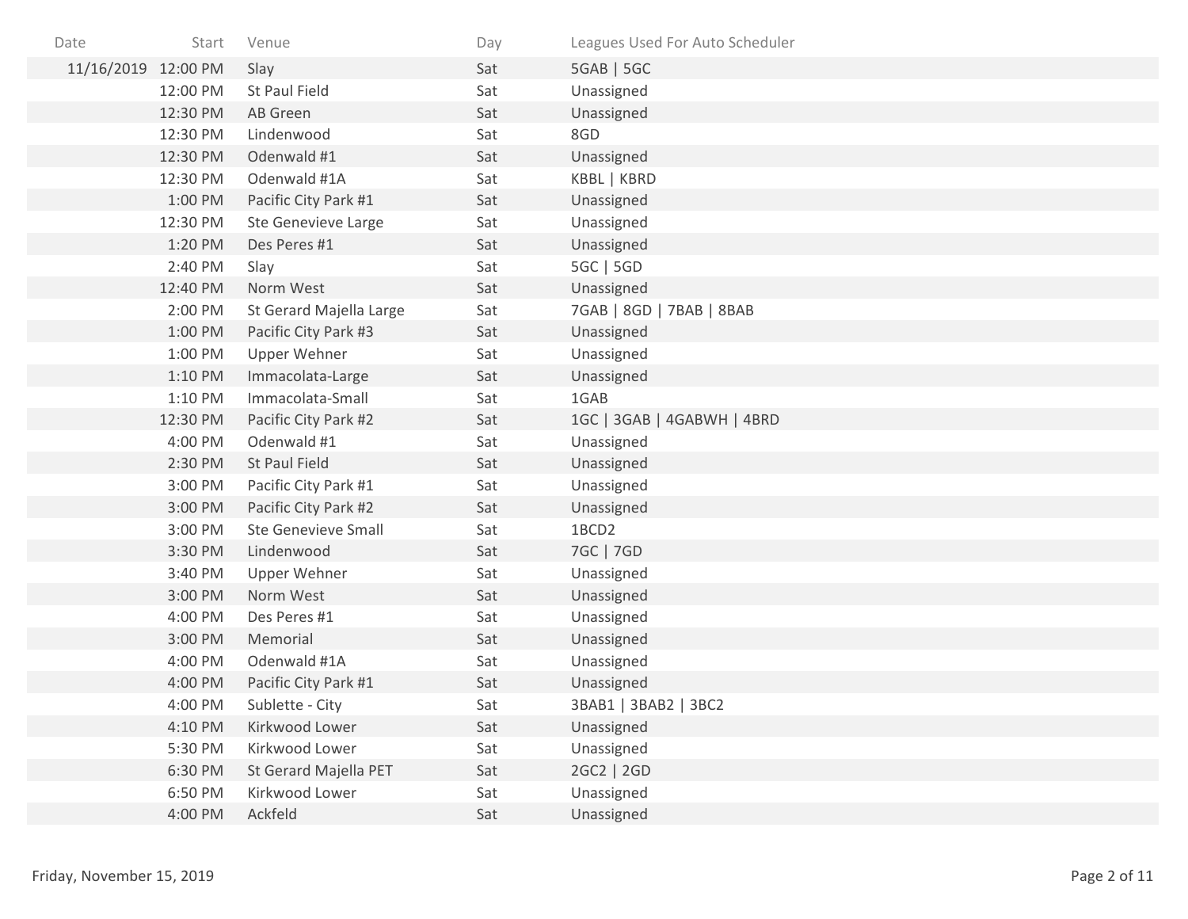| Date | Start | Venue | Day | Leagues Used For Auto Scheduler |
| --- | --- | --- | --- | --- |
| 11/16/2019 | 12:00 PM | Slay | Sat | 5GAB \| 5GC |
| | 12:00 PM | St Paul Field | Sat | Unassigned |
| | 12:30 PM | AB Green | Sat | Unassigned |
| | 12:30 PM | Lindenwood | Sat | 8GD |
| | 12:30 PM | Odenwald #1 | Sat | Unassigned |
| | 12:30 PM | Odenwald #1A | Sat | KBBL \| KBRD |
| | 1:00 PM | Pacific City Park #1 | Sat | Unassigned |
| | 12:30 PM | Ste Genevieve Large | Sat | Unassigned |
| | 1:20 PM | Des Peres #1 | Sat | Unassigned |
| | 2:40 PM | Slay | Sat | 5GC \| 5GD |
| | 12:40 PM | Norm West | Sat | Unassigned |
| | 2:00 PM | St Gerard Majella Large | Sat | 7GAB \| 8GD \| 7BAB \| 8BAB |
| | 1:00 PM | Pacific City Park #3 | Sat | Unassigned |
| | 1:00 PM | Upper Wehner | Sat | Unassigned |
| | 1:10 PM | Immacolata-Large | Sat | Unassigned |
| | 1:10 PM | Immacolata-Small | Sat | 1GAB |
| | 12:30 PM | Pacific City Park #2 | Sat | 1GC \| 3GAB \| 4GABWH \| 4BRD |
| | 4:00 PM | Odenwald #1 | Sat | Unassigned |
| | 2:30 PM | St Paul Field | Sat | Unassigned |
| | 3:00 PM | Pacific City Park #1 | Sat | Unassigned |
| | 3:00 PM | Pacific City Park #2 | Sat | Unassigned |
| | 3:00 PM | Ste Genevieve Small | Sat | 1BCD2 |
| | 3:30 PM | Lindenwood | Sat | 7GC \| 7GD |
| | 3:40 PM | Upper Wehner | Sat | Unassigned |
| | 3:00 PM | Norm West | Sat | Unassigned |
| | 4:00 PM | Des Peres #1 | Sat | Unassigned |
| | 3:00 PM | Memorial | Sat | Unassigned |
| | 4:00 PM | Odenwald #1A | Sat | Unassigned |
| | 4:00 PM | Pacific City Park #1 | Sat | Unassigned |
| | 4:00 PM | Sublette - City | Sat | 3BAB1 \| 3BAB2 \| 3BC2 |
| | 4:10 PM | Kirkwood Lower | Sat | Unassigned |
| | 5:30 PM | Kirkwood Lower | Sat | Unassigned |
| | 6:30 PM | St Gerard Majella PET | Sat | 2GC2 \| 2GD |
| | 6:50 PM | Kirkwood Lower | Sat | Unassigned |
| | 4:00 PM | Ackfeld | Sat | Unassigned |

Friday, November 15, 2019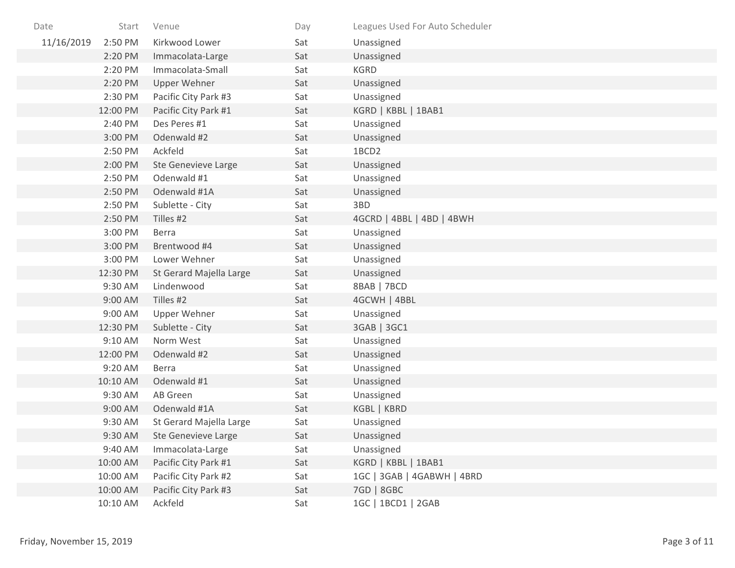| Date | Start | Venue | Day | Leagues Used For Auto Scheduler |
|---|---|---|---|---|
| 11/16/2019 | 2:50 PM | Kirkwood Lower | Sat | Unassigned |
| | 2:20 PM | Immacolata-Large | Sat | Unassigned |
| | 2:20 PM | Immacolata-Small | Sat | KGRD |
| | 2:20 PM | Upper Wehner | Sat | Unassigned |
| | 2:30 PM | Pacific City Park #3 | Sat | Unassigned |
| | 12:00 PM | Pacific City Park #1 | Sat | KGRD \| KBBL \| 1BAB1 |
| | 2:40 PM | Des Peres #1 | Sat | Unassigned |
| | 3:00 PM | Odenwald #2 | Sat | Unassigned |
| | 2:50 PM | Ackfeld | Sat | 1BCD2 |
| | 2:00 PM | Ste Genevieve Large | Sat | Unassigned |
| | 2:50 PM | Odenwald #1 | Sat | Unassigned |
| | 2:50 PM | Odenwald #1A | Sat | Unassigned |
| | 2:50 PM | Sublette - City | Sat | 3BD |
| | 2:50 PM | Tilles #2 | Sat | 4GCRD \| 4BBL \| 4BD \| 4BWH |
| | 3:00 PM | Berra | Sat | Unassigned |
| | 3:00 PM | Brentwood #4 | Sat | Unassigned |
| | 3:00 PM | Lower Wehner | Sat | Unassigned |
| | 12:30 PM | St Gerard Majella Large | Sat | Unassigned |
| | 9:30 AM | Lindenwood | Sat | 8BAB \| 7BCD |
| | 9:00 AM | Tilles #2 | Sat | 4GCWH \| 4BBL |
| | 9:00 AM | Upper Wehner | Sat | Unassigned |
| | 12:30 PM | Sublette - City | Sat | 3GAB \| 3GC1 |
| | 9:10 AM | Norm West | Sat | Unassigned |
| | 12:00 PM | Odenwald #2 | Sat | Unassigned |
| | 9:20 AM | Berra | Sat | Unassigned |
| | 10:10 AM | Odenwald #1 | Sat | Unassigned |
| | 9:30 AM | AB Green | Sat | Unassigned |
| | 9:00 AM | Odenwald #1A | Sat | KGBL \| KBRD |
| | 9:30 AM | St Gerard Majella Large | Sat | Unassigned |
| | 9:30 AM | Ste Genevieve Large | Sat | Unassigned |
| | 9:40 AM | Immacolata-Large | Sat | Unassigned |
| | 10:00 AM | Pacific City Park #1 | Sat | KGRD \| KBBL \| 1BAB1 |
| | 10:00 AM | Pacific City Park #2 | Sat | 1GC \| 3GAB \| 4GABWH \| 4BRD |
| | 10:00 AM | Pacific City Park #3 | Sat | 7GD \| 8GBC |
| | 10:10 AM | Ackfeld | Sat | 1GC \| 1BCD1 \| 2GAB |

Friday, November 15, 2019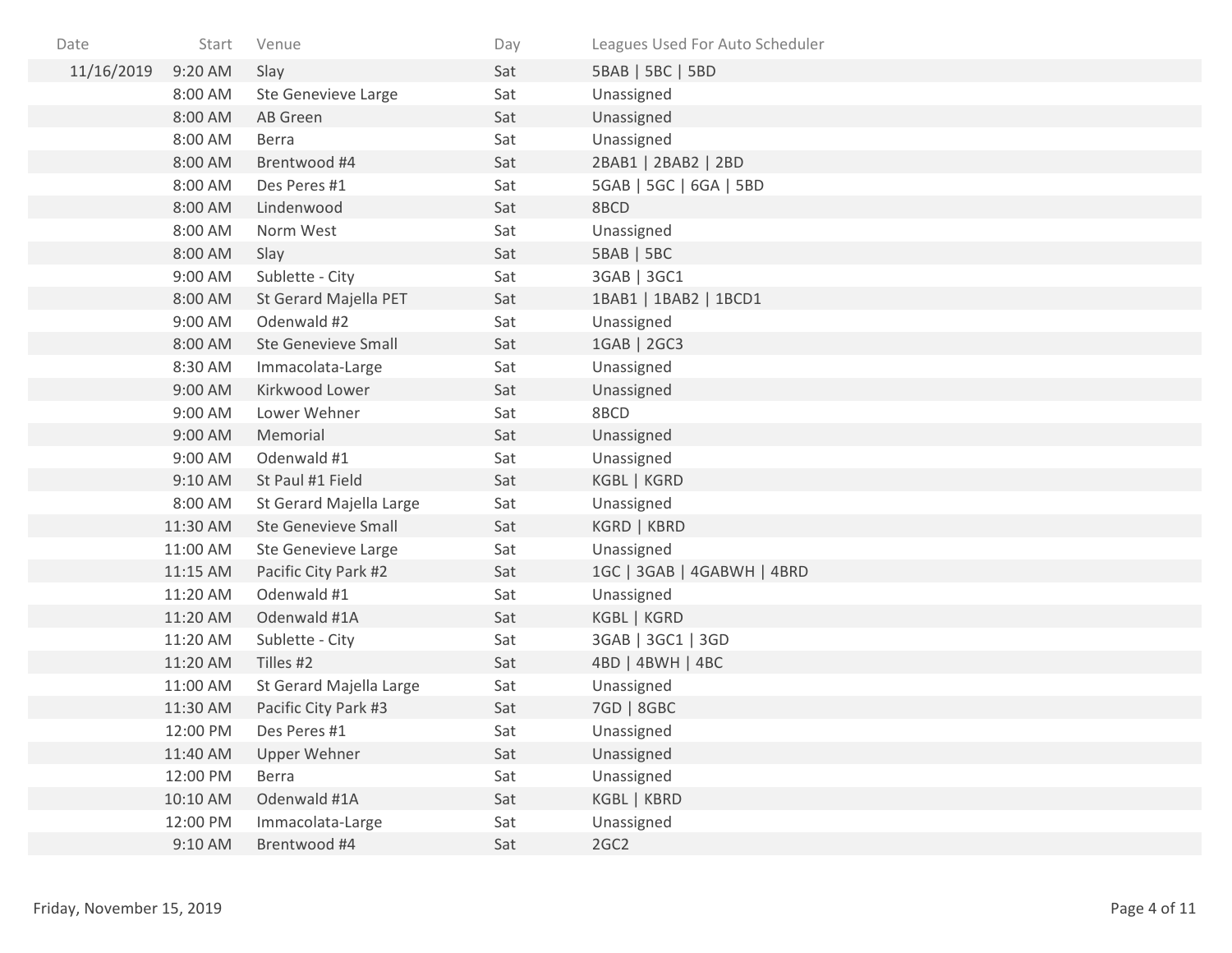| Date | Start | Venue | Day | Leagues Used For Auto Scheduler |
|---|---|---|---|---|
| 11/16/2019 | 9:20 AM | Slay | Sat | 5BAB \| 5BC \| 5BD |
| | 8:00 AM | Ste Genevieve Large | Sat | Unassigned |
| | 8:00 AM | AB Green | Sat | Unassigned |
| | 8:00 AM | Berra | Sat | Unassigned |
| | 8:00 AM | Brentwood #4 | Sat | 2BAB1 \| 2BAB2 \| 2BD |
| | 8:00 AM | Des Peres #1 | Sat | 5GAB \| 5GC \| 6GA \| 5BD |
| | 8:00 AM | Lindenwood | Sat | 8BCD |
| | 8:00 AM | Norm West | Sat | Unassigned |
| | 8:00 AM | Slay | Sat | 5BAB \| 5BC |
| | 9:00 AM | Sublette - City | Sat | 3GAB \| 3GC1 |
| | 8:00 AM | St Gerard Majella PET | Sat | 1BAB1 \| 1BAB2 \| 1BCD1 |
| | 9:00 AM | Odenwald #2 | Sat | Unassigned |
| | 8:00 AM | Ste Genevieve Small | Sat | 1GAB \| 2GC3 |
| | 8:30 AM | Immacolata-Large | Sat | Unassigned |
| | 9:00 AM | Kirkwood Lower | Sat | Unassigned |
| | 9:00 AM | Lower Wehner | Sat | 8BCD |
| | 9:00 AM | Memorial | Sat | Unassigned |
| | 9:00 AM | Odenwald #1 | Sat | Unassigned |
| | 9:10 AM | St Paul #1 Field | Sat | KGBL \| KGRD |
| | 8:00 AM | St Gerard Majella Large | Sat | Unassigned |
| | 11:30 AM | Ste Genevieve Small | Sat | KGRD \| KBRD |
| | 11:00 AM | Ste Genevieve Large | Sat | Unassigned |
| | 11:15 AM | Pacific City Park #2 | Sat | 1GC \| 3GAB \| 4GABWH \| 4BRD |
| | 11:20 AM | Odenwald #1 | Sat | Unassigned |
| | 11:20 AM | Odenwald #1A | Sat | KGBL \| KGRD |
| | 11:20 AM | Sublette - City | Sat | 3GAB \| 3GC1 \| 3GD |
| | 11:20 AM | Tilles #2 | Sat | 4BD \| 4BWH \| 4BC |
| | 11:00 AM | St Gerard Majella Large | Sat | Unassigned |
| | 11:30 AM | Pacific City Park #3 | Sat | 7GD \| 8GBC |
| | 12:00 PM | Des Peres #1 | Sat | Unassigned |
| | 11:40 AM | Upper Wehner | Sat | Unassigned |
| | 12:00 PM | Berra | Sat | Unassigned |
| | 10:10 AM | Odenwald #1A | Sat | KGBL \| KBRD |
| | 12:00 PM | Immacolata-Large | Sat | Unassigned |
| | 9:10 AM | Brentwood #4 | Sat | 2GC2 |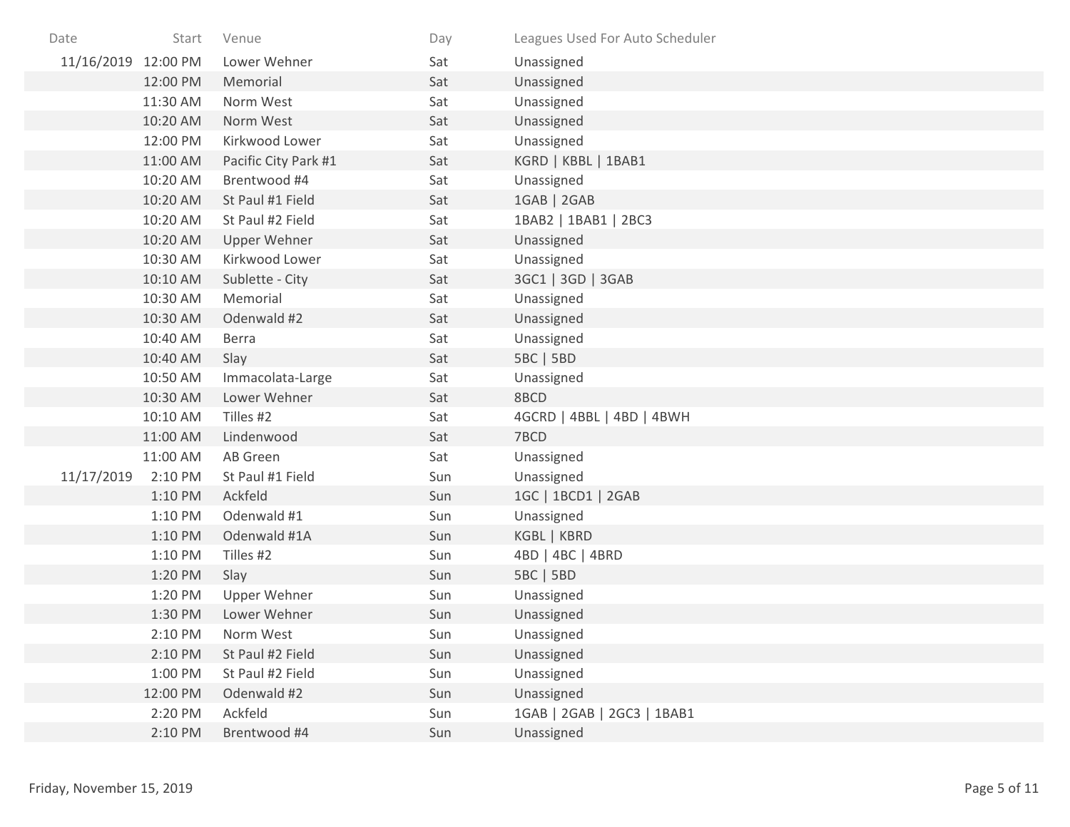| Date | Start | Venue | Day | Leagues Used For Auto Scheduler |
|---|---|---|---|---|
| 11/16/2019 | 12:00 PM | Lower Wehner | Sat | Unassigned |
| | 12:00 PM | Memorial | Sat | Unassigned |
| | 11:30 AM | Norm West | Sat | Unassigned |
| | 10:20 AM | Norm West | Sat | Unassigned |
| | 12:00 PM | Kirkwood Lower | Sat | Unassigned |
| | 11:00 AM | Pacific City Park #1 | Sat | KGRD \| KBBL \| 1BAB1 |
| | 10:20 AM | Brentwood #4 | Sat | Unassigned |
| | 10:20 AM | St Paul #1 Field | Sat | 1GAB \| 2GAB |
| | 10:20 AM | St Paul #2 Field | Sat | 1BAB2 \| 1BAB1 \| 2BC3 |
| | 10:20 AM | Upper Wehner | Sat | Unassigned |
| | 10:30 AM | Kirkwood Lower | Sat | Unassigned |
| | 10:10 AM | Sublette - City | Sat | 3GC1 \| 3GD \| 3GAB |
| | 10:30 AM | Memorial | Sat | Unassigned |
| | 10:30 AM | Odenwald #2 | Sat | Unassigned |
| | 10:40 AM | Berra | Sat | Unassigned |
| | 10:40 AM | Slay | Sat | 5BC \| 5BD |
| | 10:50 AM | Immacolata-Large | Sat | Unassigned |
| | 10:30 AM | Lower Wehner | Sat | 8BCD |
| | 10:10 AM | Tilles #2 | Sat | 4GCRD \| 4BBL \| 4BD \| 4BWH |
| | 11:00 AM | Lindenwood | Sat | 7BCD |
| | 11:00 AM | AB Green | Sat | Unassigned |
| 11/17/2019 | 2:10 PM | St Paul #1 Field | Sun | Unassigned |
| | 1:10 PM | Ackfeld | Sun | 1GC \| 1BCD1 \| 2GAB |
| | 1:10 PM | Odenwald #1 | Sun | Unassigned |
| | 1:10 PM | Odenwald #1A | Sun | KGBL \| KBRD |
| | 1:10 PM | Tilles #2 | Sun | 4BD \| 4BC \| 4BRD |
| | 1:20 PM | Slay | Sun | 5BC \| 5BD |
| | 1:20 PM | Upper Wehner | Sun | Unassigned |
| | 1:30 PM | Lower Wehner | Sun | Unassigned |
| | 2:10 PM | Norm West | Sun | Unassigned |
| | 2:10 PM | St Paul #2 Field | Sun | Unassigned |
| | 1:00 PM | St Paul #2 Field | Sun | Unassigned |
| | 12:00 PM | Odenwald #2 | Sun | Unassigned |
| | 2:20 PM | Ackfeld | Sun | 1GAB \| 2GAB \| 2GC3 \| 1BAB1 |
| | 2:10 PM | Brentwood #4 | Sun | Unassigned |

Friday, November 15, 2019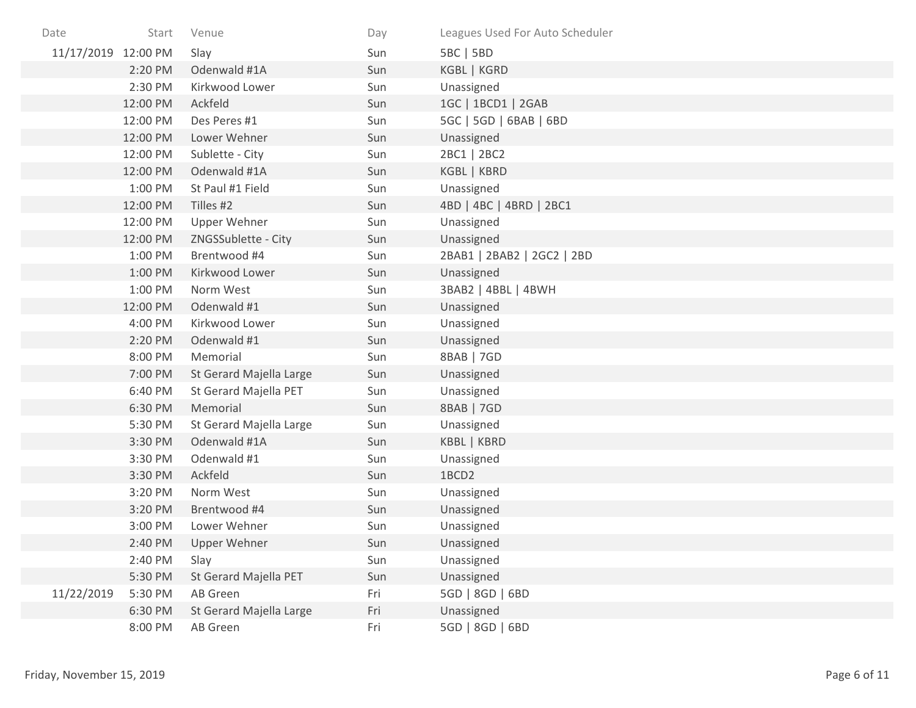| Date | Start | Venue | Day | Leagues Used For Auto Scheduler |
|---|---|---|---|---|
| 11/17/2019 | 12:00 PM | Slay | Sun | 5BC \| 5BD |
| | 2:20 PM | Odenwald #1A | Sun | KGBL \| KGRD |
| | 2:30 PM | Kirkwood Lower | Sun | Unassigned |
| | 12:00 PM | Ackfeld | Sun | 1GC \| 1BCD1 \| 2GAB |
| | 12:00 PM | Des Peres #1 | Sun | 5GC \| 5GD \| 6BAB \| 6BD |
| | 12:00 PM | Lower Wehner | Sun | Unassigned |
| | 12:00 PM | Sublette - City | Sun | 2BC1 \| 2BC2 |
| | 12:00 PM | Odenwald #1A | Sun | KGBL \| KBRD |
| | 1:00 PM | St Paul #1 Field | Sun | Unassigned |
| | 12:00 PM | Tilles #2 | Sun | 4BD \| 4BC \| 4BRD \| 2BC1 |
| | 12:00 PM | Upper Wehner | Sun | Unassigned |
| | 12:00 PM | ZNGSSublette - City | Sun | Unassigned |
| | 1:00 PM | Brentwood #4 | Sun | 2BAB1 \| 2BAB2 \| 2GC2 \| 2BD |
| | 1:00 PM | Kirkwood Lower | Sun | Unassigned |
| | 1:00 PM | Norm West | Sun | 3BAB2 \| 4BBL \| 4BWH |
| | 12:00 PM | Odenwald #1 | Sun | Unassigned |
| | 4:00 PM | Kirkwood Lower | Sun | Unassigned |
| | 2:20 PM | Odenwald #1 | Sun | Unassigned |
| | 8:00 PM | Memorial | Sun | 8BAB \| 7GD |
| | 7:00 PM | St Gerard Majella Large | Sun | Unassigned |
| | 6:40 PM | St Gerard Majella PET | Sun | Unassigned |
| | 6:30 PM | Memorial | Sun | 8BAB \| 7GD |
| | 5:30 PM | St Gerard Majella Large | Sun | Unassigned |
| | 3:30 PM | Odenwald #1A | Sun | KBBL \| KBRD |
| | 3:30 PM | Odenwald #1 | Sun | Unassigned |
| | 3:30 PM | Ackfeld | Sun | 1BCD2 |
| | 3:20 PM | Norm West | Sun | Unassigned |
| | 3:20 PM | Brentwood #4 | Sun | Unassigned |
| | 3:00 PM | Lower Wehner | Sun | Unassigned |
| | 2:40 PM | Upper Wehner | Sun | Unassigned |
| | 2:40 PM | Slay | Sun | Unassigned |
| | 5:30 PM | St Gerard Majella PET | Sun | Unassigned |
| 11/22/2019 | 5:30 PM | AB Green | Fri | 5GD \| 8GD \| 6BD |
| | 6:30 PM | St Gerard Majella Large | Fri | Unassigned |
| | 8:00 PM | AB Green | Fri | 5GD \| 8GD \| 6BD |

Friday, November 15, 2019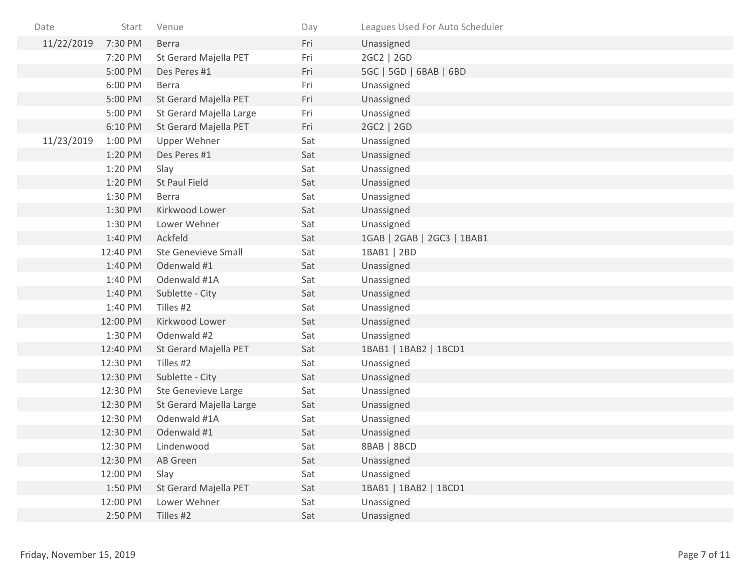| Date | Start | Venue | Day | Leagues Used For Auto Scheduler |
|---|---|---|---|---|
| 11/22/2019 | 7:30 PM | Berra | Fri | Unassigned |
| | 7:20 PM | St Gerard Majella PET | Fri | 2GC2 \| 2GD |
| | 5:00 PM | Des Peres #1 | Fri | 5GC \| 5GD \| 6BAB \| 6BD |
| | 6:00 PM | Berra | Fri | Unassigned |
| | 5:00 PM | St Gerard Majella PET | Fri | Unassigned |
| | 5:00 PM | St Gerard Majella Large | Fri | Unassigned |
| | 6:10 PM | St Gerard Majella PET | Fri | 2GC2 \| 2GD |
| 11/23/2019 | 1:00 PM | Upper Wehner | Sat | Unassigned |
| | 1:20 PM | Des Peres #1 | Sat | Unassigned |
| | 1:20 PM | Slay | Sat | Unassigned |
| | 1:20 PM | St Paul Field | Sat | Unassigned |
| | 1:30 PM | Berra | Sat | Unassigned |
| | 1:30 PM | Kirkwood Lower | Sat | Unassigned |
| | 1:30 PM | Lower Wehner | Sat | Unassigned |
| | 1:40 PM | Ackfeld | Sat | 1GAB \| 2GAB \| 2GC3 \| 1BAB1 |
| | 12:40 PM | Ste Genevieve Small | Sat | 1BAB1 \| 2BD |
| | 1:40 PM | Odenwald #1 | Sat | Unassigned |
| | 1:40 PM | Odenwald #1A | Sat | Unassigned |
| | 1:40 PM | Sublette - City | Sat | Unassigned |
| | 1:40 PM | Tilles #2 | Sat | Unassigned |
| | 12:00 PM | Kirkwood Lower | Sat | Unassigned |
| | 1:30 PM | Odenwald #2 | Sat | Unassigned |
| | 12:40 PM | St Gerard Majella PET | Sat | 1BAB1 \| 1BAB2 \| 1BCD1 |
| | 12:30 PM | Tilles #2 | Sat | Unassigned |
| | 12:30 PM | Sublette - City | Sat | Unassigned |
| | 12:30 PM | Ste Genevieve Large | Sat | Unassigned |
| | 12:30 PM | St Gerard Majella Large | Sat | Unassigned |
| | 12:30 PM | Odenwald #1A | Sat | Unassigned |
| | 12:30 PM | Odenwald #1 | Sat | Unassigned |
| | 12:30 PM | Lindenwood | Sat | 8BAB \| 8BCD |
| | 12:30 PM | AB Green | Sat | Unassigned |
| | 12:00 PM | Slay | Sat | Unassigned |
| | 1:50 PM | St Gerard Majella PET | Sat | 1BAB1 \| 1BAB2 \| 1BCD1 |
| | 12:00 PM | Lower Wehner | Sat | Unassigned |
| | 2:50 PM | Tilles #2 | Sat | Unassigned |

Friday, November 15, 2019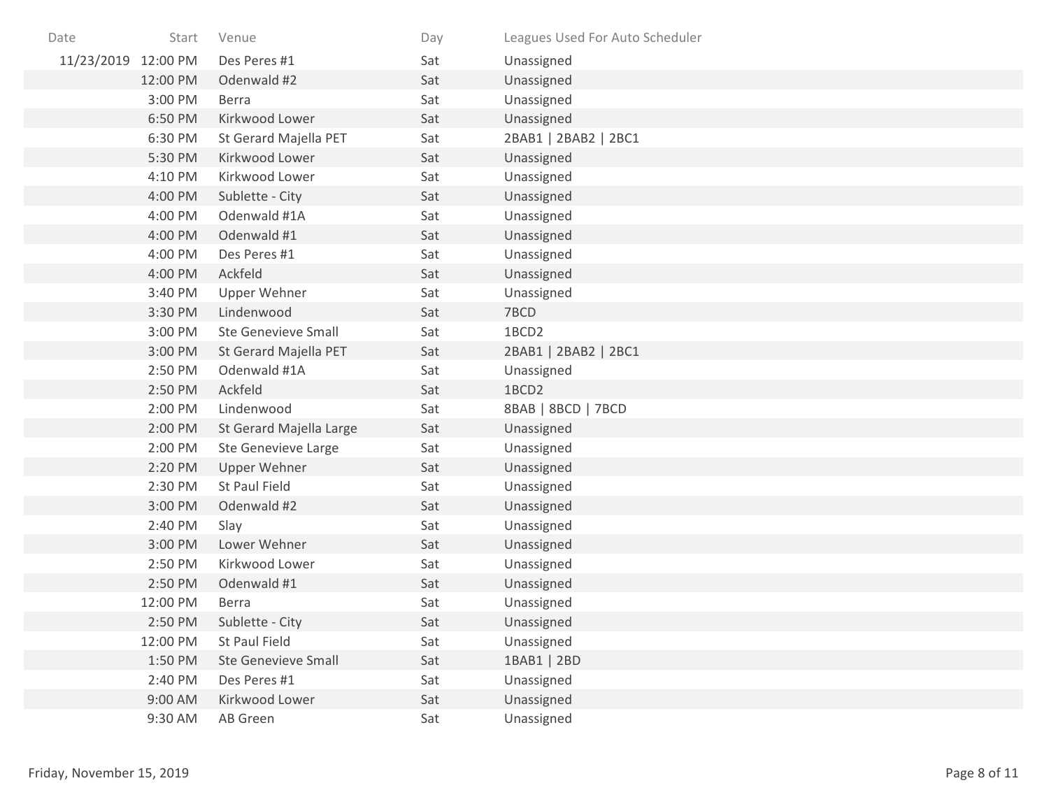| Date | Start | Venue | Day | Leagues Used For Auto Scheduler |
|---|---|---|---|---|
| 11/23/2019 | 12:00 PM | Des Peres #1 | Sat | Unassigned |
| | 12:00 PM | Odenwald #2 | Sat | Unassigned |
| | 3:00 PM | Berra | Sat | Unassigned |
| | 6:50 PM | Kirkwood Lower | Sat | Unassigned |
| | 6:30 PM | St Gerard Majella PET | Sat | 2BAB1 \| 2BAB2 \| 2BC1 |
| | 5:30 PM | Kirkwood Lower | Sat | Unassigned |
| | 4:10 PM | Kirkwood Lower | Sat | Unassigned |
| | 4:00 PM | Sublette - City | Sat | Unassigned |
| | 4:00 PM | Odenwald #1A | Sat | Unassigned |
| | 4:00 PM | Odenwald #1 | Sat | Unassigned |
| | 4:00 PM | Des Peres #1 | Sat | Unassigned |
| | 4:00 PM | Ackfeld | Sat | Unassigned |
| | 3:40 PM | Upper Wehner | Sat | Unassigned |
| | 3:30 PM | Lindenwood | Sat | 7BCD |
| | 3:00 PM | Ste Genevieve Small | Sat | 1BCD2 |
| | 3:00 PM | St Gerard Majella PET | Sat | 2BAB1 \| 2BAB2 \| 2BC1 |
| | 2:50 PM | Odenwald #1A | Sat | Unassigned |
| | 2:50 PM | Ackfeld | Sat | 1BCD2 |
| | 2:00 PM | Lindenwood | Sat | 8BAB \| 8BCD \| 7BCD |
| | 2:00 PM | St Gerard Majella Large | Sat | Unassigned |
| | 2:00 PM | Ste Genevieve Large | Sat | Unassigned |
| | 2:20 PM | Upper Wehner | Sat | Unassigned |
| | 2:30 PM | St Paul Field | Sat | Unassigned |
| | 3:00 PM | Odenwald #2 | Sat | Unassigned |
| | 2:40 PM | Slay | Sat | Unassigned |
| | 3:00 PM | Lower Wehner | Sat | Unassigned |
| | 2:50 PM | Kirkwood Lower | Sat | Unassigned |
| | 2:50 PM | Odenwald #1 | Sat | Unassigned |
| | 12:00 PM | Berra | Sat | Unassigned |
| | 2:50 PM | Sublette - City | Sat | Unassigned |
| | 12:00 PM | St Paul Field | Sat | Unassigned |
| | 1:50 PM | Ste Genevieve Small | Sat | 1BAB1 \| 2BD |
| | 2:40 PM | Des Peres #1 | Sat | Unassigned |
| | 9:00 AM | Kirkwood Lower | Sat | Unassigned |
| | 9:30 AM | AB Green | Sat | Unassigned |

Friday, November 15, 2019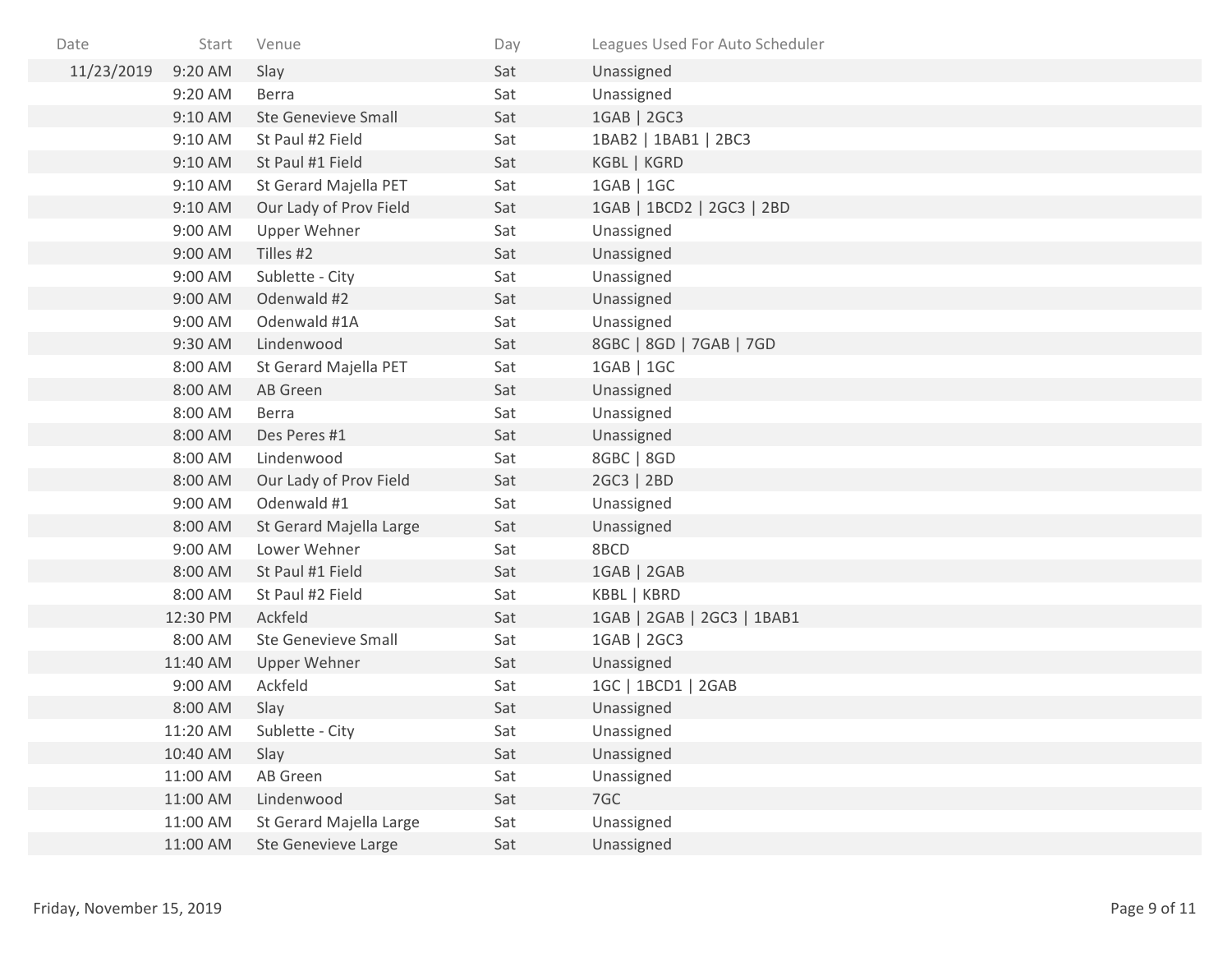| Date | Start | Venue | Day | Leagues Used For Auto Scheduler |
|---|---|---|---|---|
| 11/23/2019 | 9:20 AM | Slay | Sat | Unassigned |
| | 9:20 AM | Berra | Sat | Unassigned |
| | 9:10 AM | Ste Genevieve Small | Sat | 1GAB \| 2GC3 |
| | 9:10 AM | St Paul #2 Field | Sat | 1BAB2 \| 1BAB1 \| 2BC3 |
| | 9:10 AM | St Paul #1 Field | Sat | KGBL \| KGRD |
| | 9:10 AM | St Gerard Majella PET | Sat | 1GAB \| 1GC |
| | 9:10 AM | Our Lady of Prov Field | Sat | 1GAB \| 1BCD2 \| 2GC3 \| 2BD |
| | 9:00 AM | Upper Wehner | Sat | Unassigned |
| | 9:00 AM | Tilles #2 | Sat | Unassigned |
| | 9:00 AM | Sublette - City | Sat | Unassigned |
| | 9:00 AM | Odenwald #2 | Sat | Unassigned |
| | 9:00 AM | Odenwald #1A | Sat | Unassigned |
| | 9:30 AM | Lindenwood | Sat | 8GBC \| 8GD \| 7GAB \| 7GD |
| | 8:00 AM | St Gerard Majella PET | Sat | 1GAB \| 1GC |
| | 8:00 AM | AB Green | Sat | Unassigned |
| | 8:00 AM | Berra | Sat | Unassigned |
| | 8:00 AM | Des Peres #1 | Sat | Unassigned |
| | 8:00 AM | Lindenwood | Sat | 8GBC \| 8GD |
| | 8:00 AM | Our Lady of Prov Field | Sat | 2GC3 \| 2BD |
| | 9:00 AM | Odenwald #1 | Sat | Unassigned |
| | 8:00 AM | St Gerard Majella Large | Sat | Unassigned |
| | 9:00 AM | Lower Wehner | Sat | 8BCD |
| | 8:00 AM | St Paul #1 Field | Sat | 1GAB \| 2GAB |
| | 8:00 AM | St Paul #2 Field | Sat | KBBL \| KBRD |
| | 12:30 PM | Ackfeld | Sat | 1GAB \| 2GAB \| 2GC3 \| 1BAB1 |
| | 8:00 AM | Ste Genevieve Small | Sat | 1GAB \| 2GC3 |
| | 11:40 AM | Upper Wehner | Sat | Unassigned |
| | 9:00 AM | Ackfeld | Sat | 1GC \| 1BCD1 \| 2GAB |
| | 8:00 AM | Slay | Sat | Unassigned |
| | 11:20 AM | Sublette - City | Sat | Unassigned |
| | 10:40 AM | Slay | Sat | Unassigned |
| | 11:00 AM | AB Green | Sat | Unassigned |
| | 11:00 AM | Lindenwood | Sat | 7GC |
| | 11:00 AM | St Gerard Majella Large | Sat | Unassigned |
| | 11:00 AM | Ste Genevieve Large | Sat | Unassigned |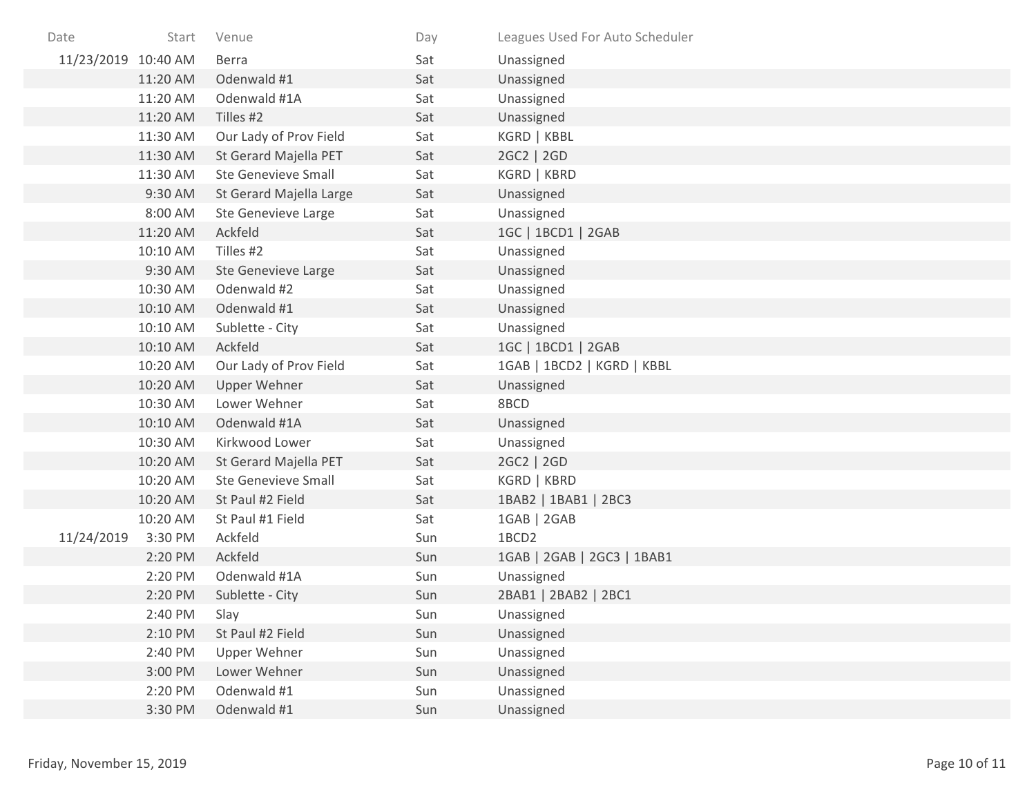| Date | Start | Venue | Day | Leagues Used For Auto Scheduler |
|---|---|---|---|---|
| 11/23/2019 | 10:40 AM | Berra | Sat | Unassigned |
| | 11:20 AM | Odenwald #1 | Sat | Unassigned |
| | 11:20 AM | Odenwald #1A | Sat | Unassigned |
| | 11:20 AM | Tilles #2 | Sat | Unassigned |
| | 11:30 AM | Our Lady of Prov Field | Sat | KGRD \| KBBL |
| | 11:30 AM | St Gerard Majella PET | Sat | 2GC2 \| 2GD |
| | 11:30 AM | Ste Genevieve Small | Sat | KGRD \| KBRD |
| | 9:30 AM | St Gerard Majella Large | Sat | Unassigned |
| | 8:00 AM | Ste Genevieve Large | Sat | Unassigned |
| | 11:20 AM | Ackfeld | Sat | 1GC \| 1BCD1 \| 2GAB |
| | 10:10 AM | Tilles #2 | Sat | Unassigned |
| | 9:30 AM | Ste Genevieve Large | Sat | Unassigned |
| | 10:30 AM | Odenwald #2 | Sat | Unassigned |
| | 10:10 AM | Odenwald #1 | Sat | Unassigned |
| | 10:10 AM | Sublette - City | Sat | Unassigned |
| | 10:10 AM | Ackfeld | Sat | 1GC \| 1BCD1 \| 2GAB |
| | 10:20 AM | Our Lady of Prov Field | Sat | 1GAB \| 1BCD2 \| KGRD \| KBBL |
| | 10:20 AM | Upper Wehner | Sat | Unassigned |
| | 10:30 AM | Lower Wehner | Sat | 8BCD |
| | 10:10 AM | Odenwald #1A | Sat | Unassigned |
| | 10:30 AM | Kirkwood Lower | Sat | Unassigned |
| | 10:20 AM | St Gerard Majella PET | Sat | 2GC2 \| 2GD |
| | 10:20 AM | Ste Genevieve Small | Sat | KGRD \| KBRD |
| | 10:20 AM | St Paul #2 Field | Sat | 1BAB2 \| 1BAB1 \| 2BC3 |
| | 10:20 AM | St Paul #1 Field | Sat | 1GAB \| 2GAB |
| 11/24/2019 | 3:30 PM | Ackfeld | Sun | 1BCD2 |
| | 2:20 PM | Ackfeld | Sun | 1GAB \| 2GAB \| 2GC3 \| 1BAB1 |
| | 2:20 PM | Odenwald #1A | Sun | Unassigned |
| | 2:20 PM | Sublette - City | Sun | 2BAB1 \| 2BAB2 \| 2BC1 |
| | 2:40 PM | Slay | Sun | Unassigned |
| | 2:10 PM | St Paul #2 Field | Sun | Unassigned |
| | 2:40 PM | Upper Wehner | Sun | Unassigned |
| | 3:00 PM | Lower Wehner | Sun | Unassigned |
| | 2:20 PM | Odenwald #1 | Sun | Unassigned |
| | 3:30 PM | Odenwald #1 | Sun | Unassigned |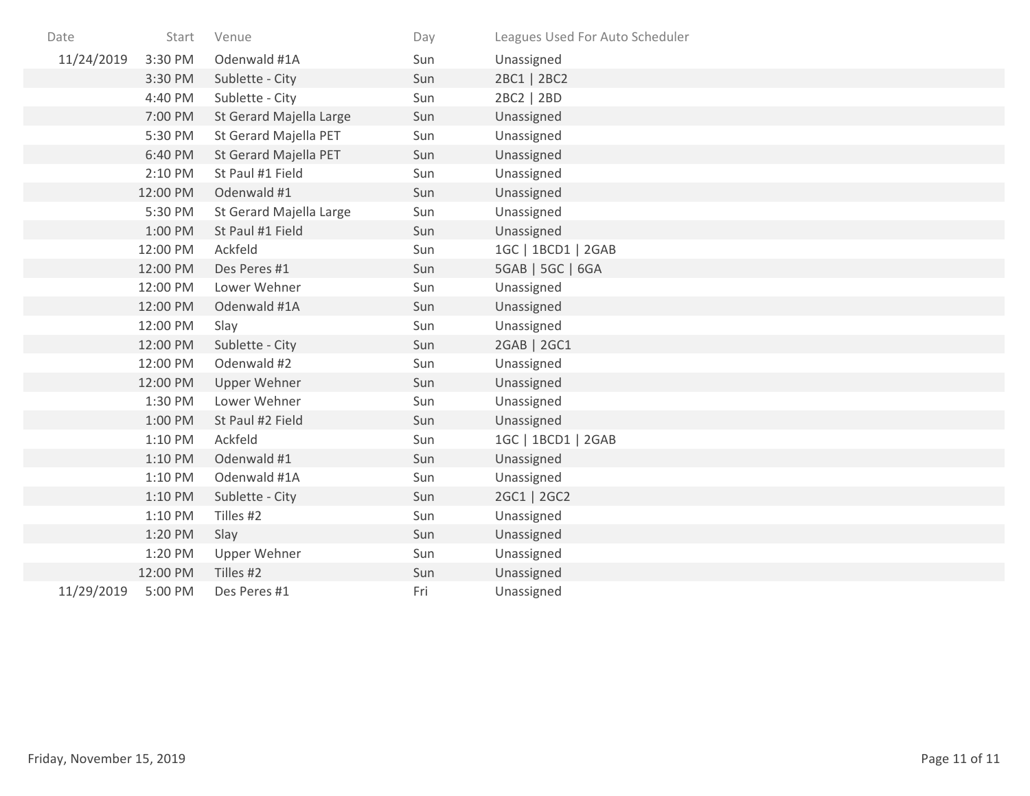| Date | Start | Venue | Day | Leagues Used For Auto Scheduler |
|---|---|---|---|---|
| 11/24/2019 | 3:30 PM | Odenwald #1A | Sun | Unassigned |
| | 3:30 PM | Sublette - City | Sun | 2BC1 \| 2BC2 |
| | 4:40 PM | Sublette - City | Sun | 2BC2 \| 2BD |
| | 7:00 PM | St Gerard Majella Large | Sun | Unassigned |
| | 5:30 PM | St Gerard Majella PET | Sun | Unassigned |
| | 6:40 PM | St Gerard Majella PET | Sun | Unassigned |
| | 2:10 PM | St Paul #1 Field | Sun | Unassigned |
| | 12:00 PM | Odenwald #1 | Sun | Unassigned |
| | 5:30 PM | St Gerard Majella Large | Sun | Unassigned |
| | 1:00 PM | St Paul #1 Field | Sun | Unassigned |
| | 12:00 PM | Ackfeld | Sun | 1GC \| 1BCD1 \| 2GAB |
| | 12:00 PM | Des Peres #1 | Sun | 5GAB \| 5GC \| 6GA |
| | 12:00 PM | Lower Wehner | Sun | Unassigned |
| | 12:00 PM | Odenwald #1A | Sun | Unassigned |
| | 12:00 PM | Slay | Sun | Unassigned |
| | 12:00 PM | Sublette - City | Sun | 2GAB \| 2GC1 |
| | 12:00 PM | Odenwald #2 | Sun | Unassigned |
| | 12:00 PM | Upper Wehner | Sun | Unassigned |
| | 1:30 PM | Lower Wehner | Sun | Unassigned |
| | 1:00 PM | St Paul #2 Field | Sun | Unassigned |
| | 1:10 PM | Ackfeld | Sun | 1GC \| 1BCD1 \| 2GAB |
| | 1:10 PM | Odenwald #1 | Sun | Unassigned |
| | 1:10 PM | Odenwald #1A | Sun | Unassigned |
| | 1:10 PM | Sublette - City | Sun | 2GC1 \| 2GC2 |
| | 1:10 PM | Tilles #2 | Sun | Unassigned |
| | 1:20 PM | Slay | Sun | Unassigned |
| | 1:20 PM | Upper Wehner | Sun | Unassigned |
| | 12:00 PM | Tilles #2 | Sun | Unassigned |
| 11/29/2019 | 5:00 PM | Des Peres #1 | Fri | Unassigned |

Friday, November 15, 2019